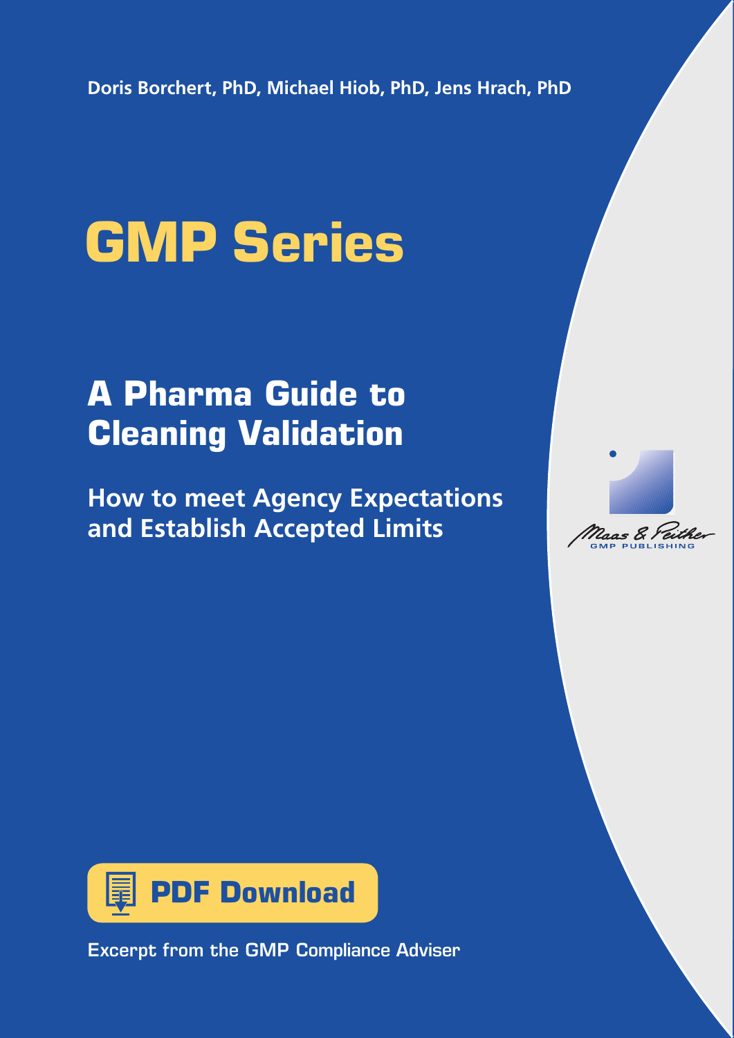Doris Borchert, PhD, Michael Hiob, PhD, Jens Hrach, PhD

# GMP Series

## A Pharma Guide to Cleaning Validation

### How to meet Agency Expectations and Establish Accepted Limits

Maas & Peither GMP PUBLISHING

PDF Download

Excerpt from the GMP Compliance Adviser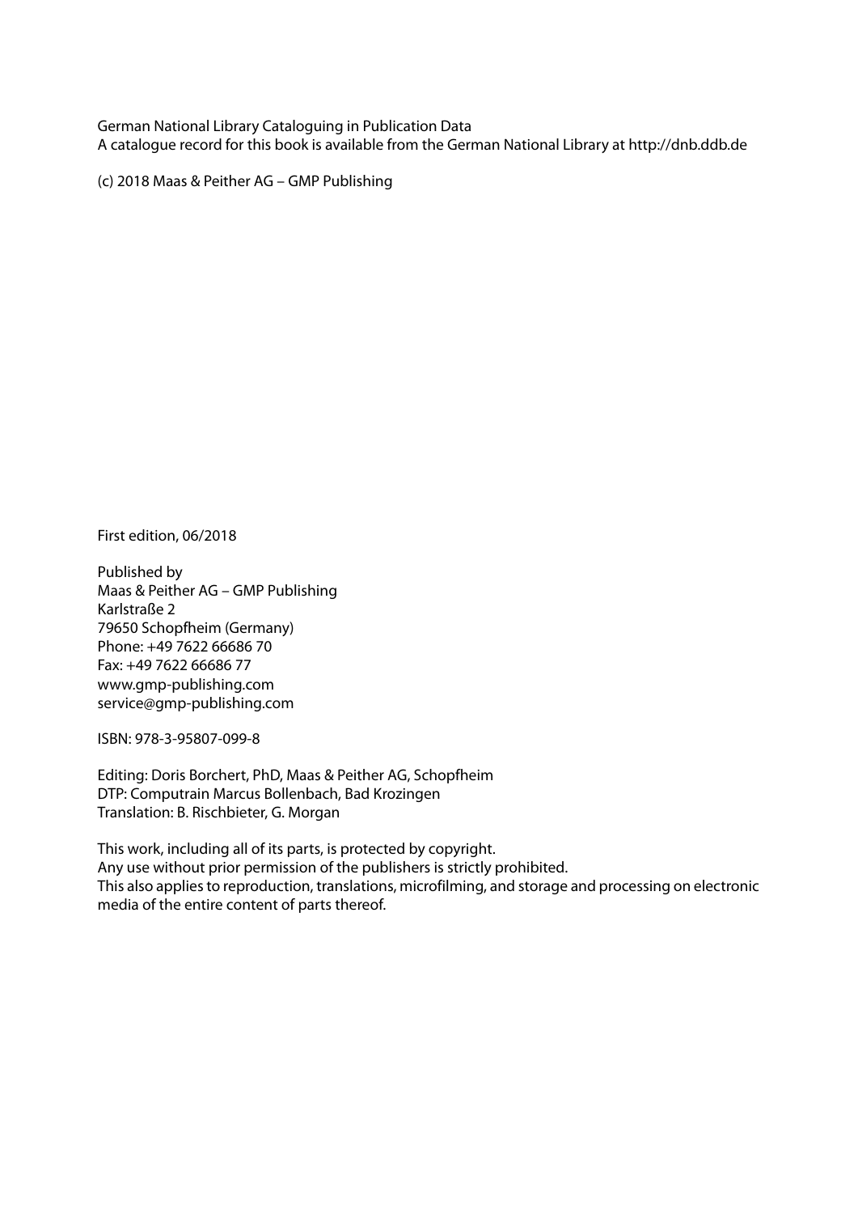German National Library Cataloguing in Publication Data
A catalogue record for this book is available from the German National Library at http://dnb.ddb.de

(c) 2018 Maas & Peither AG – GMP Publishing

First edition, 06/2018

Published by
Maas & Peither AG – GMP Publishing
Karlstraße 2
79650 Schopfheim (Germany)
Phone: +49 7622 66686 70
Fax: +49 7622 66686 77
www.gmp-publishing.com
service@gmp-publishing.com

ISBN: 978-3-95807-099-8

Editing: Doris Borchert, PhD, Maas & Peither AG, Schopfheim
DTP: Computrain Marcus Bollenbach, Bad Krozingen
Translation: B. Rischbieter, G. Morgan

This work, including all of its parts, is protected by copyright.
Any use without prior permission of the publishers is strictly prohibited.
This also applies to reproduction, translations, microfilming, and storage and processing on electronic media of the entire content of parts thereof.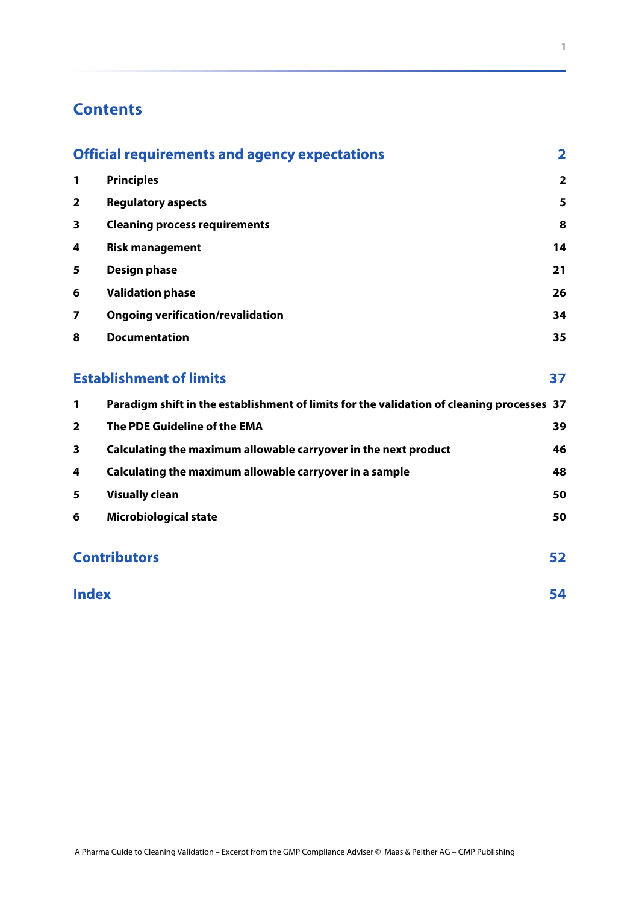# Contents

## Official requirements and agency expectations 2

| | | |
|---|---|---|
| 1 | **Principles** | 2 |
| 2 | **Regulatory aspects** | 5 |
| 3 | **Cleaning process requirements** | 8 |
| 4 | **Risk management** | 14 |
| 5 | **Design phase** | 21 |
| 6 | **Validation phase** | 26 |
| 7 | **Ongoing verification/revalidation** | 34 |
| 8 | **Documentation** | 35 |

## Establishment of limits 37

| | | |
|---|---|---|
| 1 | **Paradigm shift in the establishment of limits for the validation of cleaning processes** | 37 |
| 2 | **The PDE Guideline of the EMA** | 39 |
| 3 | **Calculating the maximum allowable carryover in the next product** | 46 |
| 4 | **Calculating the maximum allowable carryover in a sample** | 48 |
| 5 | **Visually clean** | 50 |
| 6 | **Microbiological state** | 50 |

## Contributors 52

## Index 54

A Pharma Guide to Cleaning Validation – Excerpt from the GMP Compliance Adviser © Maas & Peither AG – GMP Publishing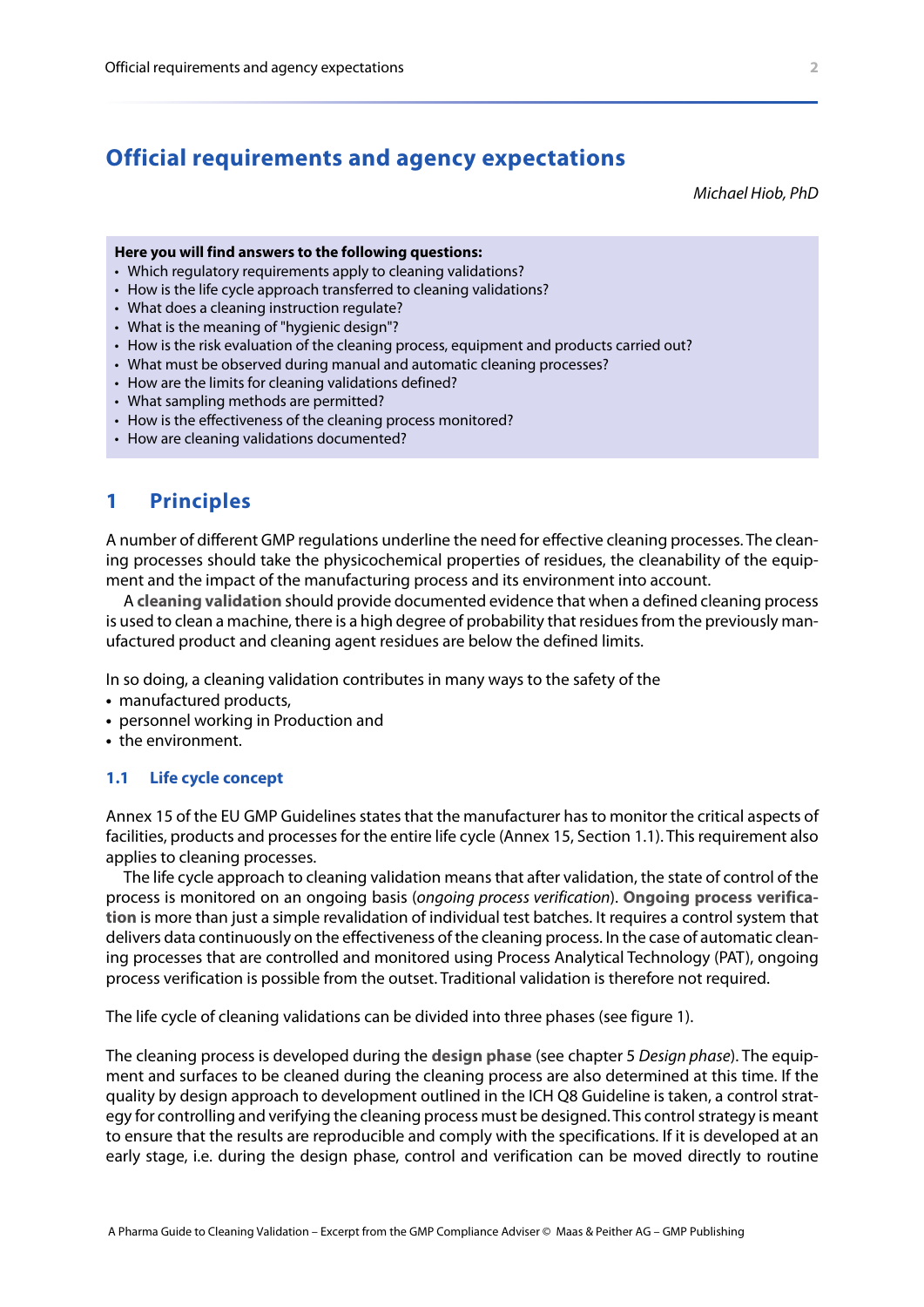# Official requirements and agency expectations

*Michael Hiob, PhD*

**Here you will find answers to the following questions:**

- Which regulatory requirements apply to cleaning validations?
- How is the life cycle approach transferred to cleaning validations?
- What does a cleaning instruction regulate?
- What is the meaning of "hygienic design"?
- How is the risk evaluation of the cleaning process, equipment and products carried out?
- What must be observed during manual and automatic cleaning processes?
- How are the limits for cleaning validations defined?
- What sampling methods are permitted?
- How is the effectiveness of the cleaning process monitored?
- How are cleaning validations documented?

## 1 Principles

A number of different GMP regulations underline the need for effective cleaning processes. The cleaning processes should take the physicochemical properties of residues, the cleanability of the equipment and the impact of the manufacturing process and its environment into account.

A **cleaning validation** should provide documented evidence that when a defined cleaning process is used to clean a machine, there is a high degree of probability that residues from the previously manufactured product and cleaning agent residues are below the defined limits.

In so doing, a cleaning validation contributes in many ways to the safety of the

- manufactured products,
- personnel working in Production and
- the environment.

### 1.1 Life cycle concept

Annex 15 of the EU GMP Guidelines states that the manufacturer has to monitor the critical aspects of facilities, products and processes for the entire life cycle (Annex 15, Section 1.1). This requirement also applies to cleaning processes.

The life cycle approach to cleaning validation means that after validation, the state of control of the process is monitored on an ongoing basis (*ongoing process verification*). **Ongoing process verification** is more than just a simple revalidation of individual test batches. It requires a control system that delivers data continuously on the effectiveness of the cleaning process. In the case of automatic cleaning processes that are controlled and monitored using Process Analytical Technology (PAT), ongoing process verification is possible from the outset. Traditional validation is therefore not required.

The life cycle of cleaning validations can be divided into three phases (see figure 1).

The cleaning process is developed during the **design phase** (see chapter 5 *Design phase*). The equipment and surfaces to be cleaned during the cleaning process are also determined at this time. If the quality by design approach to development outlined in the ICH Q8 Guideline is taken, a control strategy for controlling and verifying the cleaning process must be designed. This control strategy is meant to ensure that the results are reproducible and comply with the specifications. If it is developed at an early stage, i.e. during the design phase, control and verification can be moved directly to routine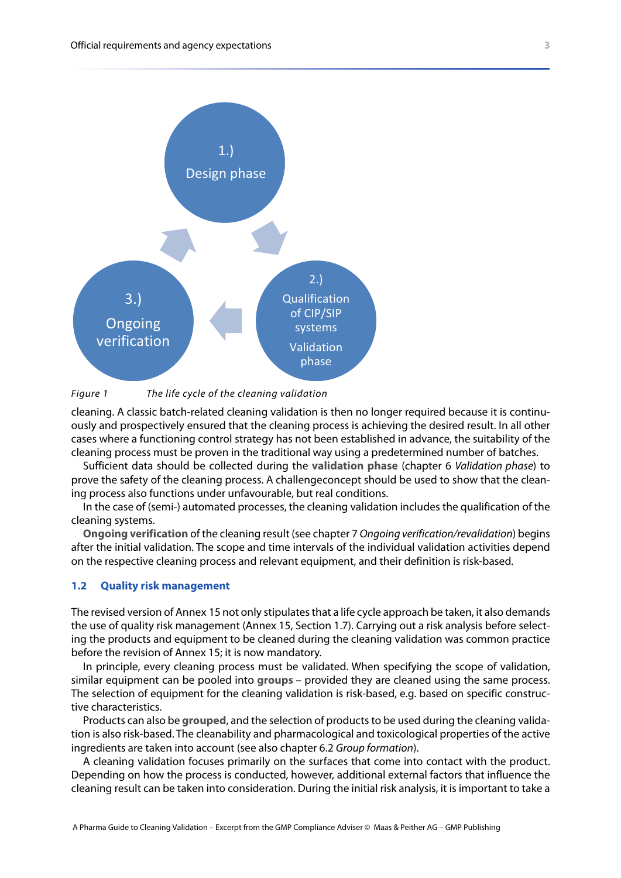*Figure 1 The life cycle of the cleaning validation*

cleaning. A classic batch-related cleaning validation is then no longer required because it is continuously and prospectively ensured that the cleaning process is achieving the desired result. In all other cases where a functioning control strategy has not been established in advance, the suitability of the cleaning process must be proven in the traditional way using a predetermined number of batches.

Sufficient data should be collected during the **validation phase** (chapter 6 *Validation phase*) to prove the safety of the cleaning process. A challengeconcept should be used to show that the cleaning process also functions under unfavourable, but real conditions.

In the case of (semi-) automated processes, the cleaning validation includes the qualification of the cleaning systems.

**Ongoing verification** of the cleaning result (see chapter 7 *Ongoing verification/revalidation*) begins after the initial validation. The scope and time intervals of the individual validation activities depend on the respective cleaning process and relevant equipment, and their definition is risk-based.

## 1.2 Quality risk management

The revised version of Annex 15 not only stipulates that a life cycle approach be taken, it also demands the use of quality risk management (Annex 15, Section 1.7). Carrying out a risk analysis before selecting the products and equipment to be cleaned during the cleaning validation was common practice before the revision of Annex 15; it is now mandatory.

In principle, every cleaning process must be validated. When specifying the scope of validation, similar equipment can be pooled into **groups** – provided they are cleaned using the same process. The selection of equipment for the cleaning validation is risk-based, e.g. based on specific constructive characteristics.

Products can also be **grouped**, and the selection of products to be used during the cleaning validation is also risk-based. The cleanability and pharmacological and toxicological properties of the active ingredients are taken into account (see also chapter 6.2 *Group formation*).

A cleaning validation focuses primarily on the surfaces that come into contact with the product. Depending on how the process is conducted, however, additional external factors that influence the cleaning result can be taken into consideration. During the initial risk analysis, it is important to take a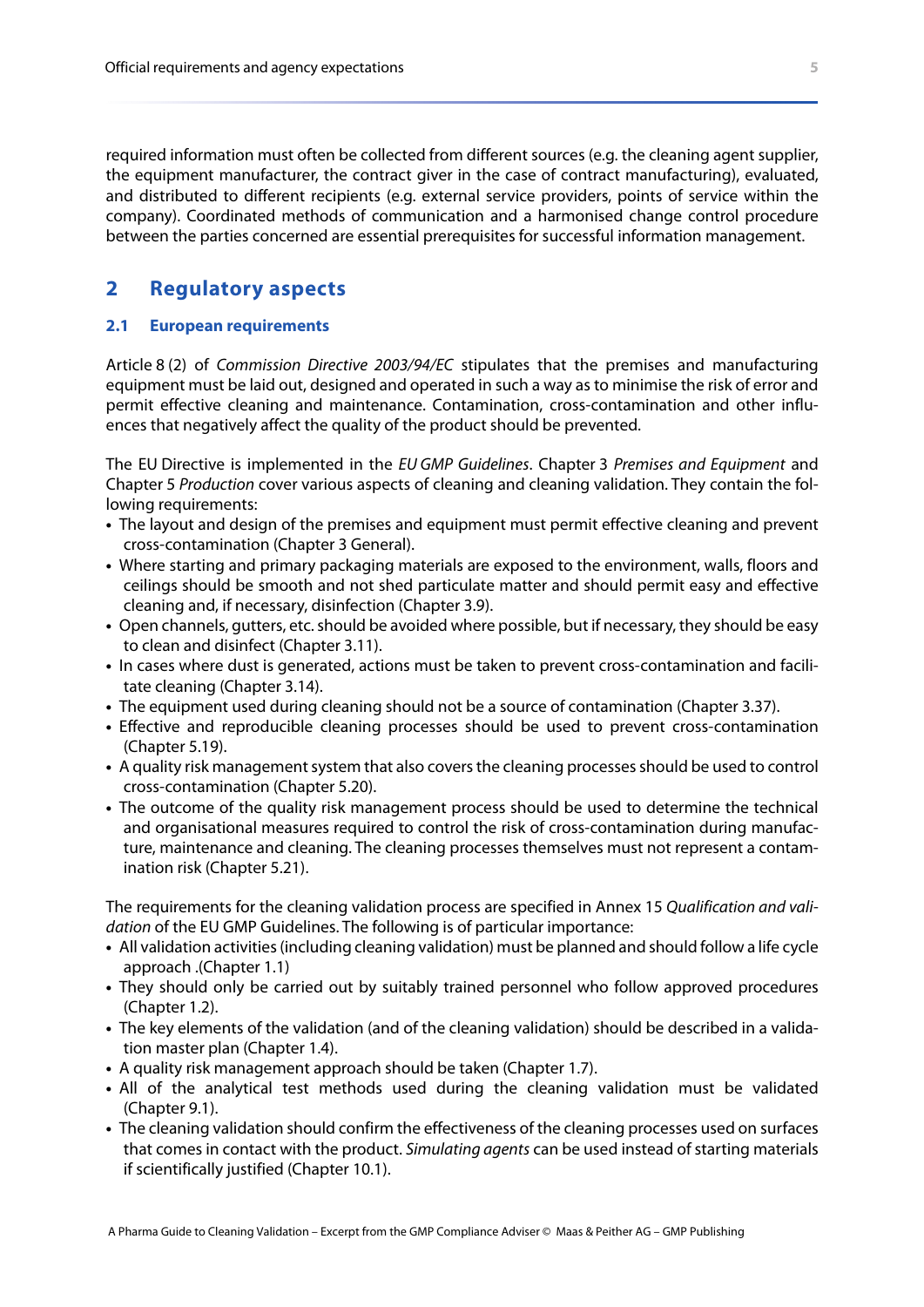required information must often be collected from different sources (e.g. the cleaning agent supplier, the equipment manufacturer, the contract giver in the case of contract manufacturing), evaluated, and distributed to different recipients (e.g. external service providers, points of service within the company). Coordinated methods of communication and a harmonised change control procedure between the parties concerned are essential prerequisites for successful information management.

## 2 Regulatory aspects

### 2.1 European requirements

Article 8 (2) of *Commission Directive 2003/94/EC* stipulates that the premises and manufacturing equipment must be laid out, designed and operated in such a way as to minimise the risk of error and permit effective cleaning and maintenance. Contamination, cross-contamination and other influences that negatively affect the quality of the product should be prevented.

The EU Directive is implemented in the *EU GMP Guidelines*. Chapter 3 *Premises and Equipment* and Chapter 5 *Production* cover various aspects of cleaning and cleaning validation. They contain the following requirements:

- The layout and design of the premises and equipment must permit effective cleaning and prevent cross-contamination (Chapter 3 General).
- Where starting and primary packaging materials are exposed to the environment, walls, floors and ceilings should be smooth and not shed particulate matter and should permit easy and effective cleaning and, if necessary, disinfection (Chapter 3.9).
- Open channels, gutters, etc. should be avoided where possible, but if necessary, they should be easy to clean and disinfect (Chapter 3.11).
- In cases where dust is generated, actions must be taken to prevent cross-contamination and facilitate cleaning (Chapter 3.14).
- The equipment used during cleaning should not be a source of contamination (Chapter 3.37).
- Effective and reproducible cleaning processes should be used to prevent cross-contamination (Chapter 5.19).
- A quality risk management system that also covers the cleaning processes should be used to control cross-contamination (Chapter 5.20).
- The outcome of the quality risk management process should be used to determine the technical and organisational measures required to control the risk of cross-contamination during manufacture, maintenance and cleaning. The cleaning processes themselves must not represent a contamination risk (Chapter 5.21).

The requirements for the cleaning validation process are specified in Annex 15 *Qualification and validation* of the EU GMP Guidelines. The following is of particular importance:

- All validation activities (including cleaning validation) must be planned and should follow a life cycle approach .(Chapter 1.1)
- They should only be carried out by suitably trained personnel who follow approved procedures (Chapter 1.2).
- The key elements of the validation (and of the cleaning validation) should be described in a validation master plan (Chapter 1.4).
- A quality risk management approach should be taken (Chapter 1.7).
- All of the analytical test methods used during the cleaning validation must be validated (Chapter 9.1).
- The cleaning validation should confirm the effectiveness of the cleaning processes used on surfaces that comes in contact with the product. *Simulating agents* can be used instead of starting materials if scientifically justified (Chapter 10.1).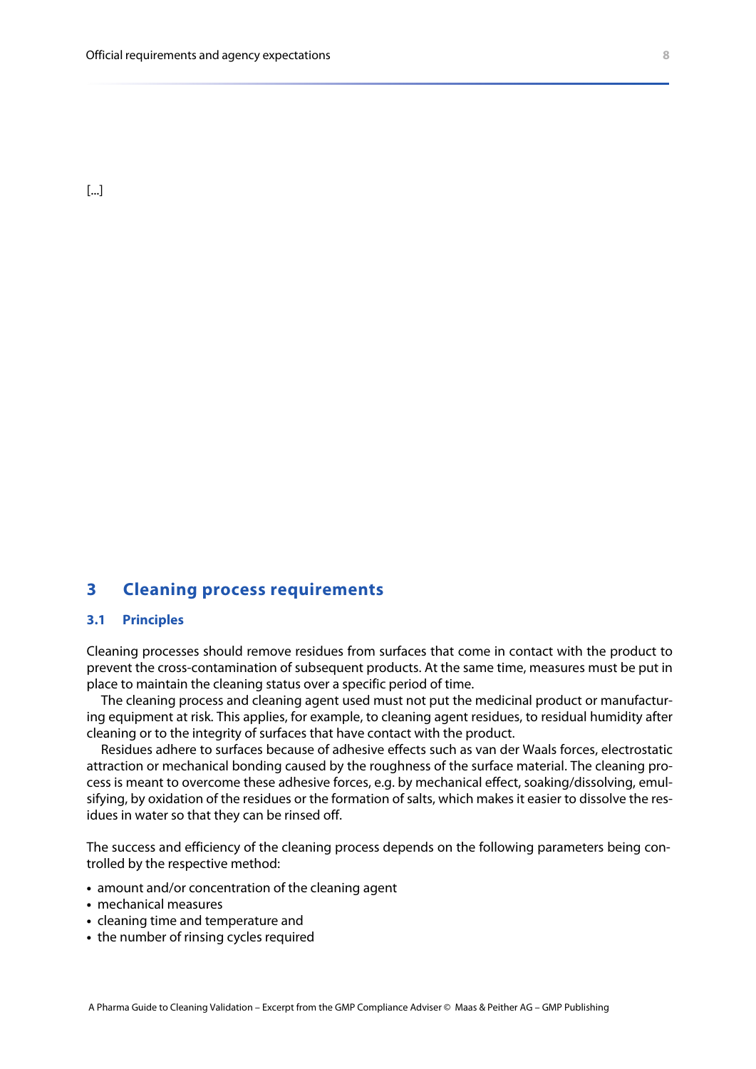[...]

# 3 Cleaning process requirements

## 3.1 Principles

Cleaning processes should remove residues from surfaces that come in contact with the product to prevent the cross-contamination of subsequent products. At the same time, measures must be put in place to maintain the cleaning status over a specific period of time.

The cleaning process and cleaning agent used must not put the medicinal product or manufacturing equipment at risk. This applies, for example, to cleaning agent residues, to residual humidity after cleaning or to the integrity of surfaces that have contact with the product.

Residues adhere to surfaces because of adhesive effects such as van der Waals forces, electrostatic attraction or mechanical bonding caused by the roughness of the surface material. The cleaning process is meant to overcome these adhesive forces, e.g. by mechanical effect, soaking/dissolving, emulsifying, by oxidation of the residues or the formation of salts, which makes it easier to dissolve the residues in water so that they can be rinsed off.

The success and efficiency of the cleaning process depends on the following parameters being controlled by the respective method:

- amount and/or concentration of the cleaning agent
- mechanical measures
- cleaning time and temperature and
- the number of rinsing cycles required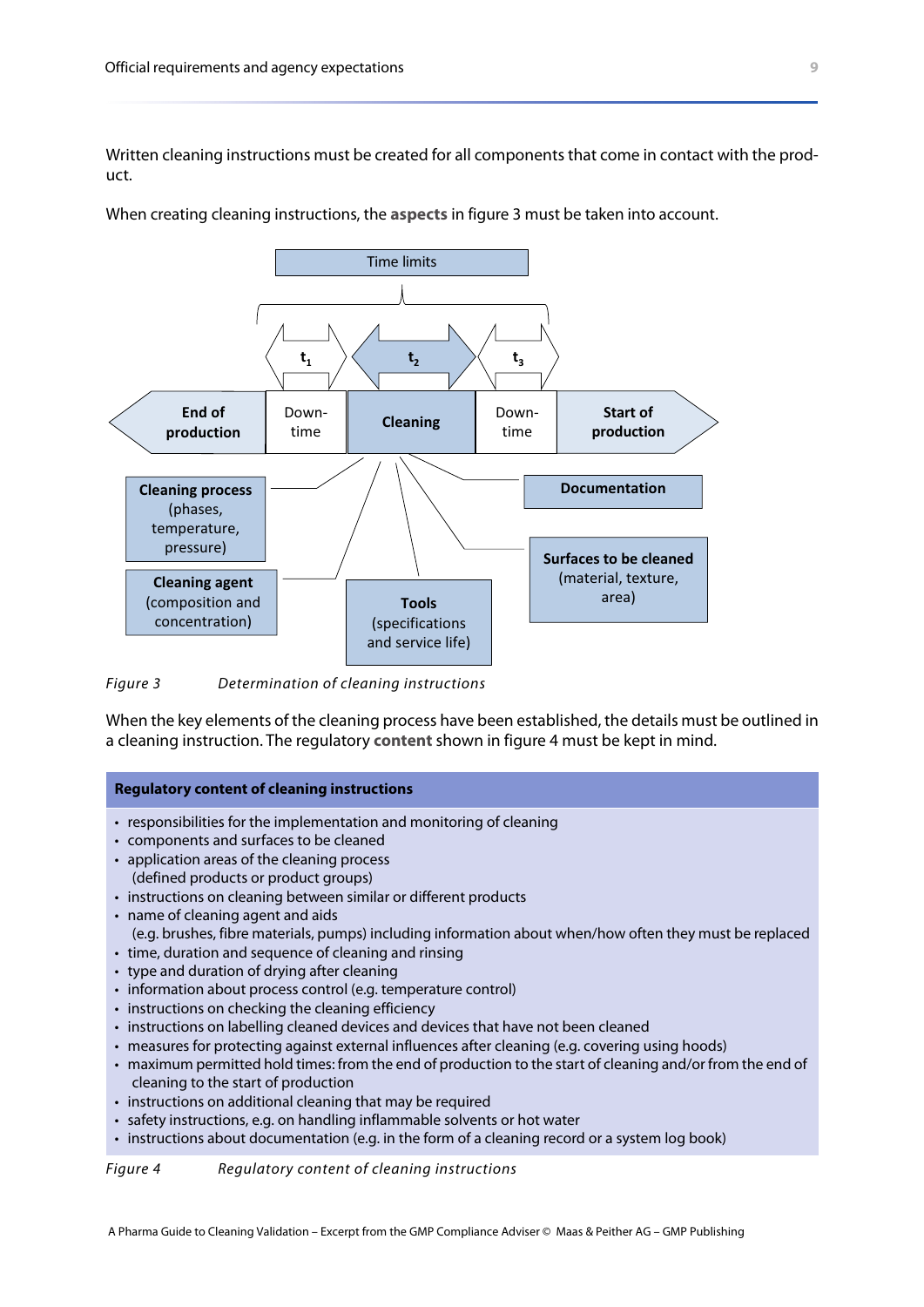Written cleaning instructions must be created for all components that come in contact with the product.

When creating cleaning instructions, the **aspects** in figure 3 must be taken into account.

Time limits

$t_1$ $t_2$ $t_3$

**End of production** | Down-time | **Cleaning** | Down-time | **Start of production**

**Cleaning process** (phases, temperature, pressure)

**Cleaning agent** (composition and concentration)

**Tools** (specifications and service life)

**Surfaces to be cleaned** (material, texture, area)

**Documentation**

*Figure 3 Determination of cleaning instructions*

When the key elements of the cleaning process have been established, the details must be outlined in a cleaning instruction. The regulatory **content** shown in figure 4 must be kept in mind.

**Regulatory content of cleaning instructions**

- responsibilities for the implementation and monitoring of cleaning
- components and surfaces to be cleaned
- application areas of the cleaning process (defined products or product groups)
- instructions on cleaning between similar or different products
- name of cleaning agent and aids (e.g. brushes, fibre materials, pumps) including information about when/how often they must be replaced
- time, duration and sequence of cleaning and rinsing
- type and duration of drying after cleaning
- information about process control (e.g. temperature control)
- instructions on checking the cleaning efficiency
- instructions on labelling cleaned devices and devices that have not been cleaned
- measures for protecting against external influences after cleaning (e.g. covering using hoods)
- maximum permitted hold times: from the end of production to the start of cleaning and/or from the end of cleaning to the start of production
- instructions on additional cleaning that may be required
- safety instructions, e.g. on handling inflammable solvents or hot water
- instructions about documentation (e.g. in the form of a cleaning record or a system log book)

*Figure 4 Regulatory content of cleaning instructions*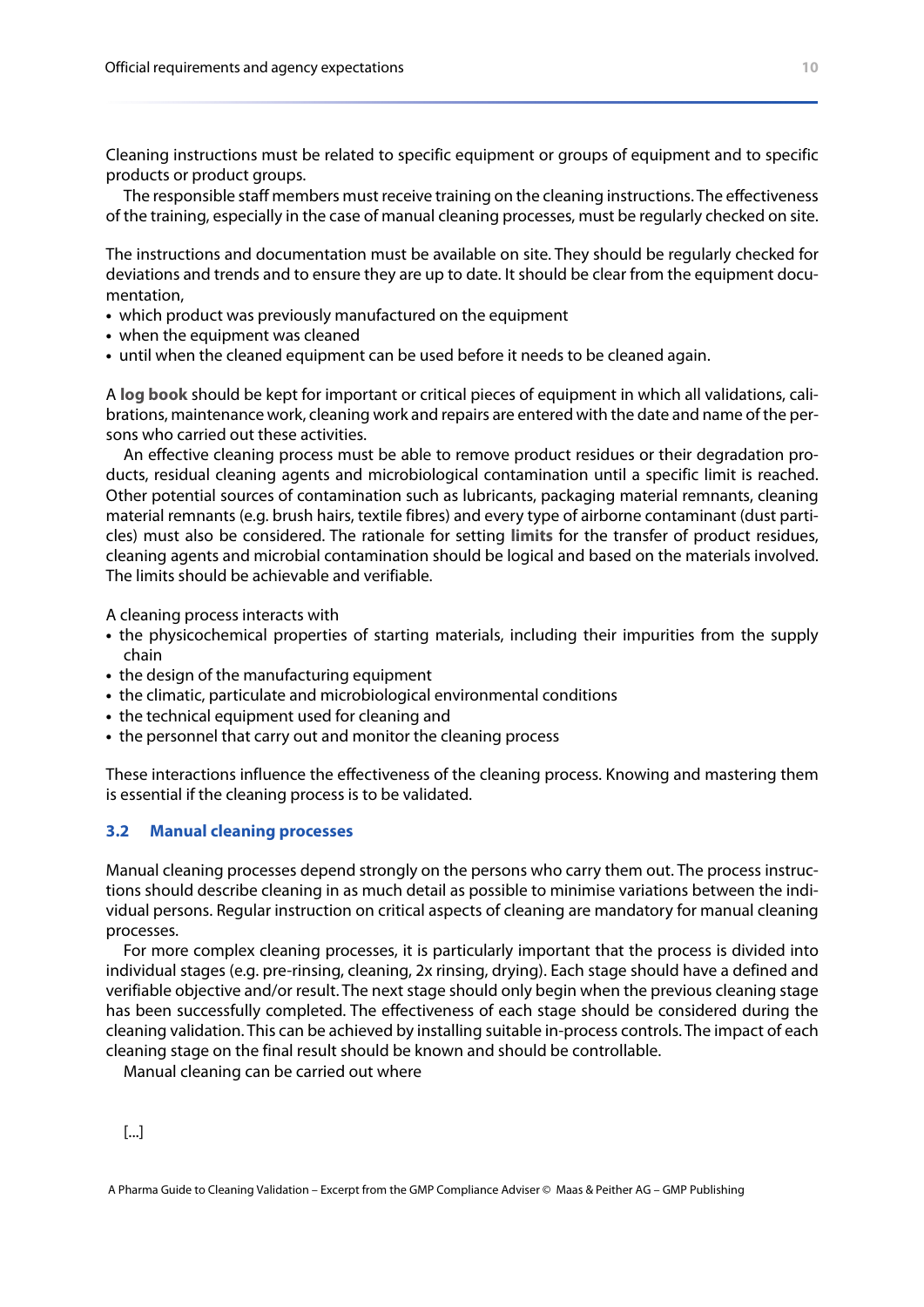Cleaning instructions must be related to specific equipment or groups of equipment and to specific products or product groups.

The responsible staff members must receive training on the cleaning instructions. The effectiveness of the training, especially in the case of manual cleaning processes, must be regularly checked on site.

The instructions and documentation must be available on site. They should be regularly checked for deviations and trends and to ensure they are up to date. It should be clear from the equipment documentation,

- which product was previously manufactured on the equipment
- when the equipment was cleaned
- until when the cleaned equipment can be used before it needs to be cleaned again.

A **log book** should be kept for important or critical pieces of equipment in which all validations, calibrations, maintenance work, cleaning work and repairs are entered with the date and name of the persons who carried out these activities.

An effective cleaning process must be able to remove product residues or their degradation products, residual cleaning agents and microbiological contamination until a specific limit is reached. Other potential sources of contamination such as lubricants, packaging material remnants, cleaning material remnants (e.g. brush hairs, textile fibres) and every type of airborne contaminant (dust particles) must also be considered. The rationale for setting **limits** for the transfer of product residues, cleaning agents and microbial contamination should be logical and based on the materials involved. The limits should be achievable and verifiable.

A cleaning process interacts with

- the physicochemical properties of starting materials, including their impurities from the supply chain
- the design of the manufacturing equipment
- the climatic, particulate and microbiological environmental conditions
- the technical equipment used for cleaning and
- the personnel that carry out and monitor the cleaning process

These interactions influence the effectiveness of the cleaning process. Knowing and mastering them is essential if the cleaning process is to be validated.

### 3.2 Manual cleaning processes

Manual cleaning processes depend strongly on the persons who carry them out. The process instructions should describe cleaning in as much detail as possible to minimise variations between the individual persons. Regular instruction on critical aspects of cleaning are mandatory for manual cleaning processes.

For more complex cleaning processes, it is particularly important that the process is divided into individual stages (e.g. pre-rinsing, cleaning, 2x rinsing, drying). Each stage should have a defined and verifiable objective and/or result. The next stage should only begin when the previous cleaning stage has been successfully completed. The effectiveness of each stage should be considered during the cleaning validation. This can be achieved by installing suitable in-process controls. The impact of each cleaning stage on the final result should be known and should be controllable.

Manual cleaning can be carried out where

[...]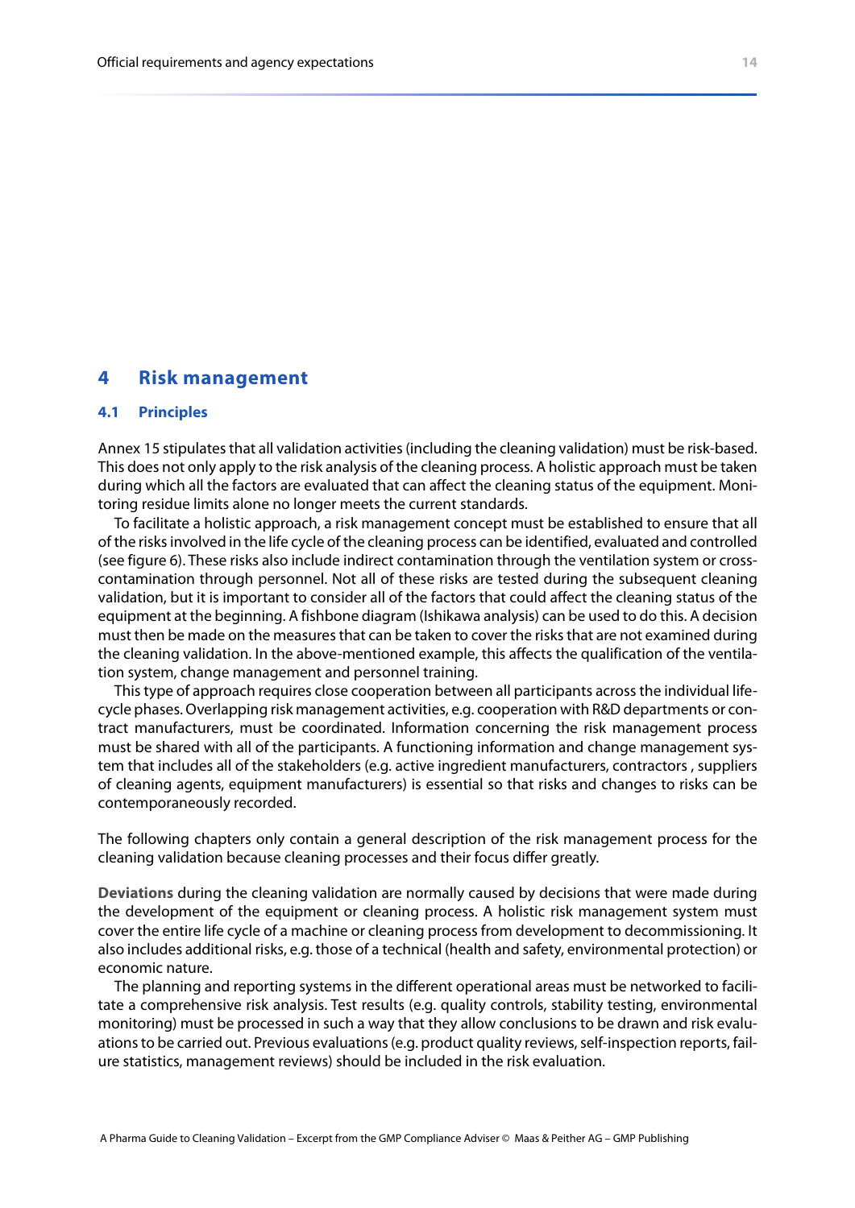# 4 Risk management

## 4.1 Principles

Annex 15 stipulates that all validation activities (including the cleaning validation) must be risk-based. This does not only apply to the risk analysis of the cleaning process. A holistic approach must be taken during which all the factors are evaluated that can affect the cleaning status of the equipment. Monitoring residue limits alone no longer meets the current standards.

To facilitate a holistic approach, a risk management concept must be established to ensure that all of the risks involved in the life cycle of the cleaning process can be identified, evaluated and controlled (see figure 6). These risks also include indirect contamination through the ventilation system or cross-contamination through personnel. Not all of these risks are tested during the subsequent cleaning validation, but it is important to consider all of the factors that could affect the cleaning status of the equipment at the beginning. A fishbone diagram (Ishikawa analysis) can be used to do this. A decision must then be made on the measures that can be taken to cover the risks that are not examined during the cleaning validation. In the above-mentioned example, this affects the qualification of the ventilation system, change management and personnel training.

This type of approach requires close cooperation between all participants across the individual lifecycle phases. Overlapping risk management activities, e.g. cooperation with R&D departments or contract manufacturers, must be coordinated. Information concerning the risk management process must be shared with all of the participants. A functioning information and change management system that includes all of the stakeholders (e.g. active ingredient manufacturers, contractors , suppliers of cleaning agents, equipment manufacturers) is essential so that risks and changes to risks can be contemporaneously recorded.

The following chapters only contain a general description of the risk management process for the cleaning validation because cleaning processes and their focus differ greatly.

**Deviations** during the cleaning validation are normally caused by decisions that were made during the development of the equipment or cleaning process. A holistic risk management system must cover the entire life cycle of a machine or cleaning process from development to decommissioning. It also includes additional risks, e.g. those of a technical (health and safety, environmental protection) or economic nature.

The planning and reporting systems in the different operational areas must be networked to facilitate a comprehensive risk analysis. Test results (e.g. quality controls, stability testing, environmental monitoring) must be processed in such a way that they allow conclusions to be drawn and risk evaluations to be carried out. Previous evaluations (e.g. product quality reviews, self-inspection reports, failure statistics, management reviews) should be included in the risk evaluation.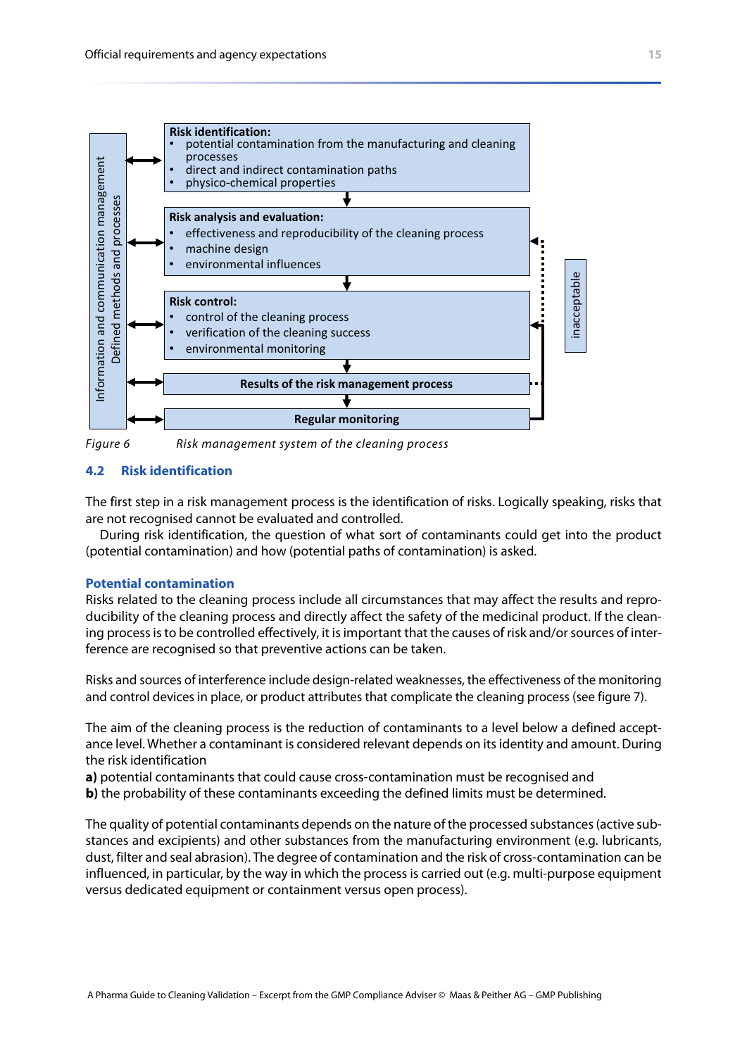Information and communication management
Defined methods and processes

**Risk identification:**
- potential contamination from the manufacturing and cleaning processes
- direct and indirect contamination paths
- physico-chemical properties

**Risk analysis and evaluation:**
- effectiveness and reproducibility of the cleaning process
- machine design
- environmental influences

**Risk control:**
- control of the cleaning process
- verification of the cleaning success
- environmental monitoring

**Results of the risk management process**

**Regular monitoring**

inacceptable

*Figure 6* *Risk management system of the cleaning process*

## 4.2 Risk identification

The first step in a risk management process is the identification of risks. Logically speaking, risks that are not recognised cannot be evaluated and controlled.

During risk identification, the question of what sort of contaminants could get into the product (potential contamination) and how (potential paths of contamination) is asked.

### Potential contamination

Risks related to the cleaning process include all circumstances that may affect the results and reproducibility of the cleaning process and directly affect the safety of the medicinal product. If the cleaning process is to be controlled effectively, it is important that the causes of risk and/or sources of interference are recognised so that preventive actions can be taken.

Risks and sources of interference include design-related weaknesses, the effectiveness of the monitoring and control devices in place, or product attributes that complicate the cleaning process (see figure 7).

The aim of the cleaning process is the reduction of contaminants to a level below a defined acceptance level. Whether a contaminant is considered relevant depends on its identity and amount. During the risk identification

**a)** potential contaminants that could cause cross-contamination must be recognised and
**b)** the probability of these contaminants exceeding the defined limits must be determined.

The quality of potential contaminants depends on the nature of the processed substances (active substances and excipients) and other substances from the manufacturing environment (e.g. lubricants, dust, filter and seal abrasion). The degree of contamination and the risk of cross-contamination can be influenced, in particular, by the way in which the process is carried out (e.g. multi-purpose equipment versus dedicated equipment or containment versus open process).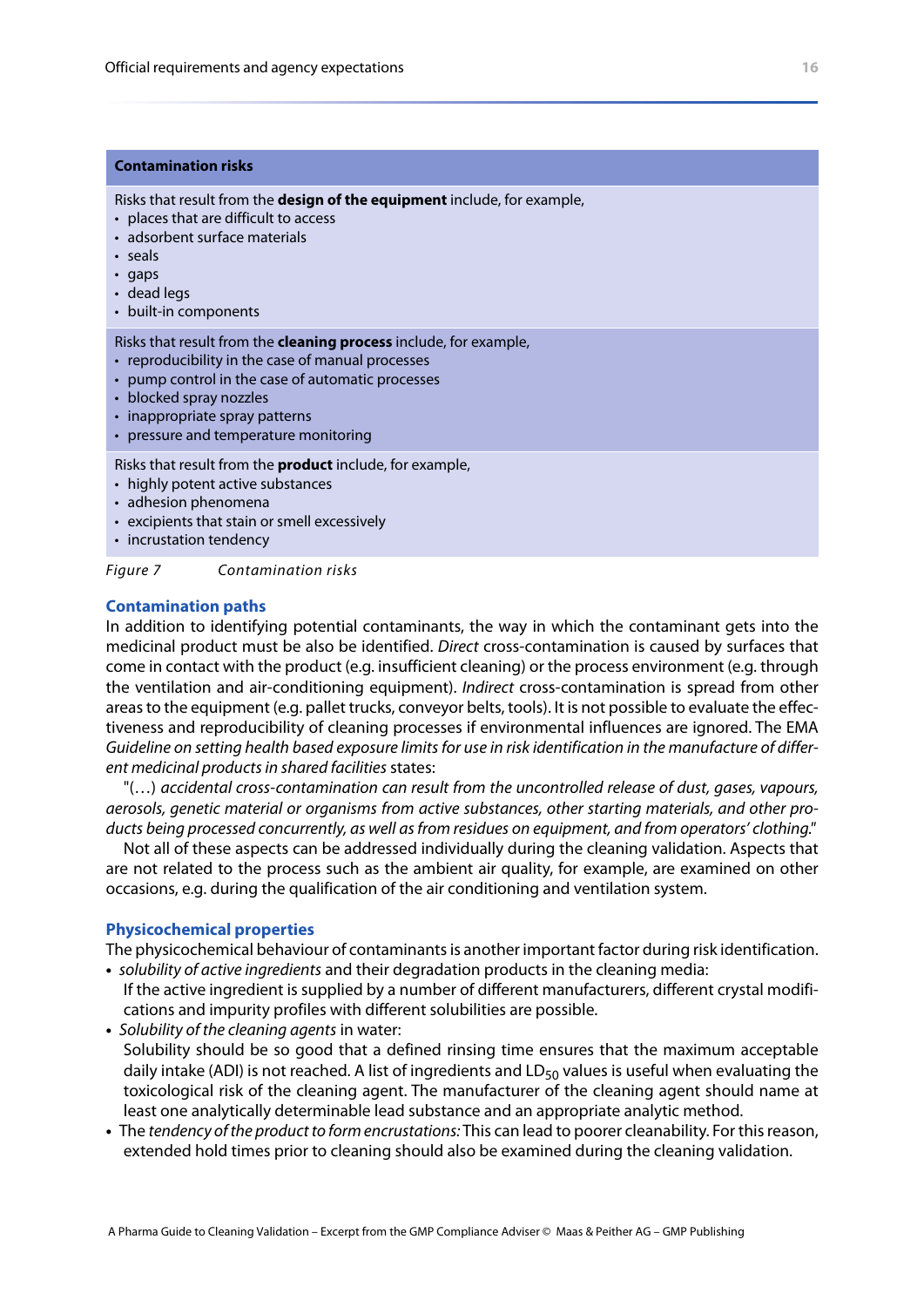| Contamination risks |
| --- |
| Risks that result from the **design of the equipment** include, for example,<br>• places that are difficult to access<br>• adsorbent surface materials<br>• seals<br>• gaps<br>• dead legs<br>• built-in components |
| Risks that result from the **cleaning process** include, for example,<br>• reproducibility in the case of manual processes<br>• pump control in the case of automatic processes<br>• blocked spray nozzles<br>• inappropriate spray patterns<br>• pressure and temperature monitoring |
| Risks that result from the **product** include, for example,<br>• highly potent active substances<br>• adhesion phenomena<br>• excipients that stain or smell excessively<br>• incrustation tendency |

*Figure 7 Contamination risks*

### Contamination paths

In addition to identifying potential contaminants, the way in which the contaminant gets into the medicinal product must be also be identified. *Direct* cross-contamination is caused by surfaces that come in contact with the product (e.g. insufficient cleaning) or the process environment (e.g. through the ventilation and air-conditioning equipment). *Indirect* cross-contamination is spread from other areas to the equipment (e.g. pallet trucks, conveyor belts, tools). It is not possible to evaluate the effectiveness and reproducibility of cleaning processes if environmental influences are ignored. The EMA *Guideline on setting health based exposure limits for use in risk identification in the manufacture of different medicinal products in shared facilities* states:

"(…) *accidental cross-contamination can result from the uncontrolled release of dust, gases, vapours, aerosols, genetic material or organisms from active substances, other starting materials, and other products being processed concurrently, as well as from residues on equipment, and from operators' clothing.*"

Not all of these aspects can be addressed individually during the cleaning validation. Aspects that are not related to the process such as the ambient air quality, for example, are examined on other occasions, e.g. during the qualification of the air conditioning and ventilation system.

### Physicochemical properties

The physicochemical behaviour of contaminants is another important factor during risk identification.

- *solubility of active ingredients* and their degradation products in the cleaning media:
  If the active ingredient is supplied by a number of different manufacturers, different crystal modifications and impurity profiles with different solubilities are possible.
- *Solubility of the cleaning agents* in water:
  Solubility should be so good that a defined rinsing time ensures that the maximum acceptable daily intake (ADI) is not reached. A list of ingredients and $LD_{50}$ values is useful when evaluating the toxicological risk of the cleaning agent. The manufacturer of the cleaning agent should name at least one analytically determinable lead substance and an appropriate analytic method.
- The *tendency of the product to form encrustations:* This can lead to poorer cleanability. For this reason, extended hold times prior to cleaning should also be examined during the cleaning validation.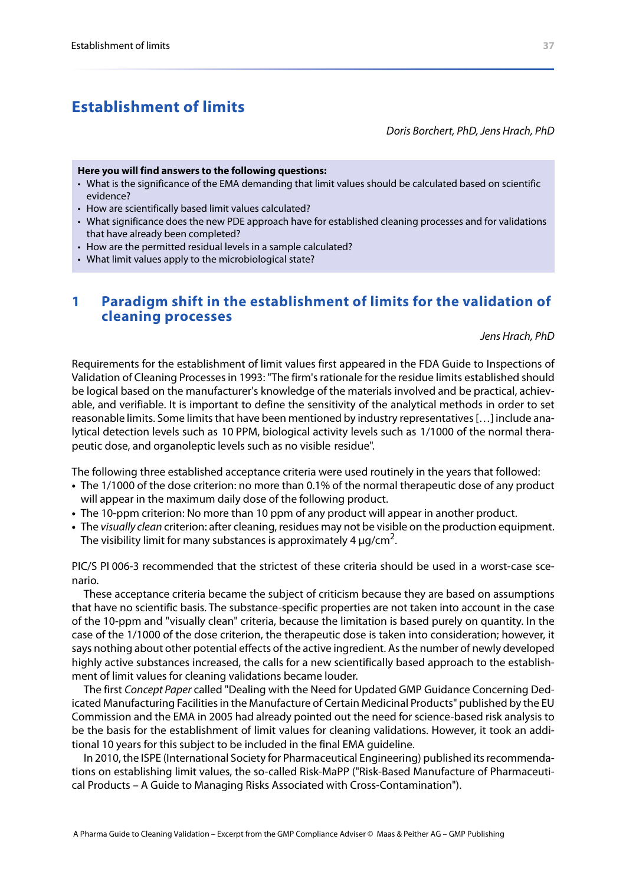# Establishment of limits

*Doris Borchert, PhD, Jens Hrach, PhD*

**Here you will find answers to the following questions:**

- What is the significance of the EMA demanding that limit values should be calculated based on scientific evidence?
- How are scientifically based limit values calculated?
- What significance does the new PDE approach have for established cleaning processes and for validations that have already been completed?
- How are the permitted residual levels in a sample calculated?
- What limit values apply to the microbiological state?

## 1 Paradigm shift in the establishment of limits for the validation of cleaning processes

*Jens Hrach, PhD*

Requirements for the establishment of limit values first appeared in the FDA Guide to Inspections of Validation of Cleaning Processes in 1993: "The firm's rationale for the residue limits established should be logical based on the manufacturer's knowledge of the materials involved and be practical, achievable, and verifiable. It is important to define the sensitivity of the analytical methods in order to set reasonable limits. Some limits that have been mentioned by industry representatives […] include analytical detection levels such as 10 PPM, biological activity levels such as 1/1000 of the normal therapeutic dose, and organoleptic levels such as no visible residue".

The following three established acceptance criteria were used routinely in the years that followed:

- The 1/1000 of the dose criterion: no more than 0.1% of the normal therapeutic dose of any product will appear in the maximum daily dose of the following product.
- The 10-ppm criterion: No more than 10 ppm of any product will appear in another product.
- The *visually clean* criterion: after cleaning, residues may not be visible on the production equipment. The visibility limit for many substances is approximately 4 µg/cm$^2$.

PIC/S PI 006-3 recommended that the strictest of these criteria should be used in a worst-case scenario.

These acceptance criteria became the subject of criticism because they are based on assumptions that have no scientific basis. The substance-specific properties are not taken into account in the case of the 10-ppm and "visually clean" criteria, because the limitation is based purely on quantity. In the case of the 1/1000 of the dose criterion, the therapeutic dose is taken into consideration; however, it says nothing about other potential effects of the active ingredient. As the number of newly developed highly active substances increased, the calls for a new scientifically based approach to the establishment of limit values for cleaning validations became louder.

The first *Concept Paper* called "Dealing with the Need for Updated GMP Guidance Concerning Dedicated Manufacturing Facilities in the Manufacture of Certain Medicinal Products" published by the EU Commission and the EMA in 2005 had already pointed out the need for science-based risk analysis to be the basis for the establishment of limit values for cleaning validations. However, it took an additional 10 years for this subject to be included in the final EMA guideline.

In 2010, the ISPE (International Society for Pharmaceutical Engineering) published its recommendations on establishing limit values, the so-called Risk-MaPP ("Risk-Based Manufacture of Pharmaceutical Products – A Guide to Managing Risks Associated with Cross-Contamination").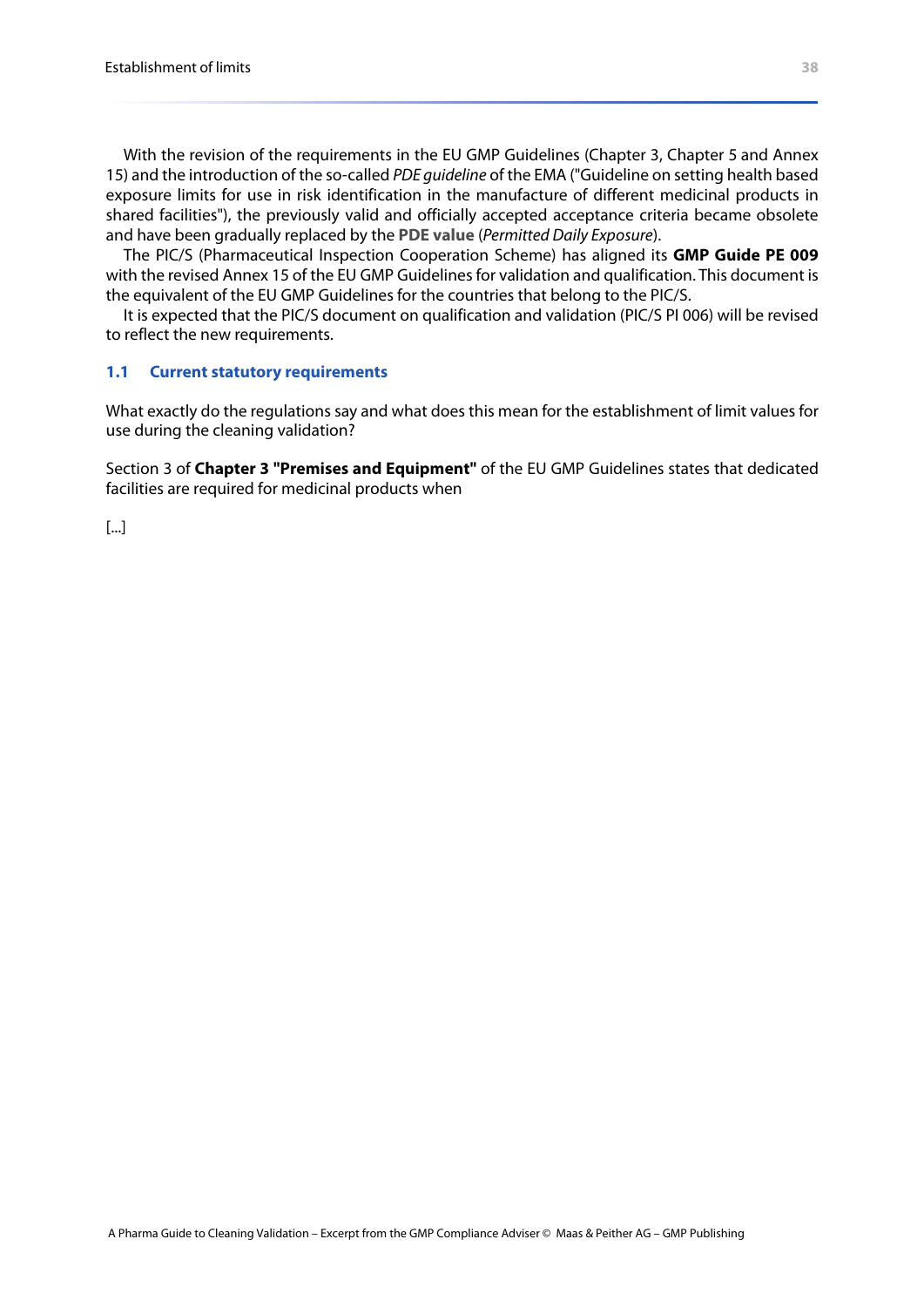With the revision of the requirements in the EU GMP Guidelines (Chapter 3, Chapter 5 and Annex 15) and the introduction of the so-called *PDE guideline* of the EMA ("Guideline on setting health based exposure limits for use in risk identification in the manufacture of different medicinal products in shared facilities"), the previously valid and officially accepted acceptance criteria became obsolete and have been gradually replaced by the **PDE value** (*Permitted Daily Exposure*).

The PIC/S (Pharmaceutical Inspection Cooperation Scheme) has aligned its **GMP Guide PE 009** with the revised Annex 15 of the EU GMP Guidelines for validation and qualification. This document is the equivalent of the EU GMP Guidelines for the countries that belong to the PIC/S.

It is expected that the PIC/S document on qualification and validation (PIC/S PI 006) will be revised to reflect the new requirements.

## 1.1 Current statutory requirements

What exactly do the regulations say and what does this mean for the establishment of limit values for use during the cleaning validation?

Section 3 of **Chapter 3 "Premises and Equipment"** of the EU GMP Guidelines states that dedicated facilities are required for medicinal products when

[...]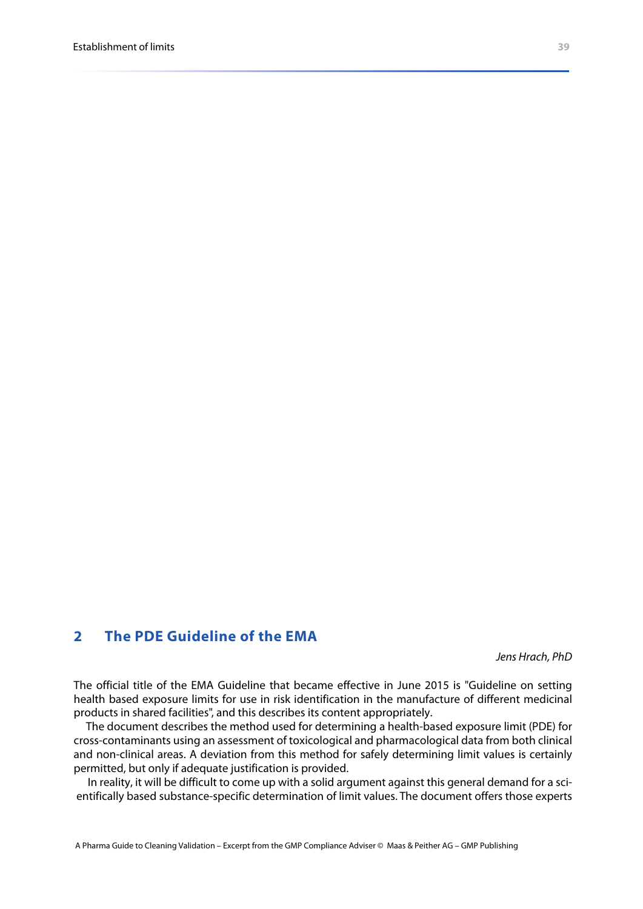## 2 The PDE Guideline of the EMA

*Jens Hrach, PhD*

The official title of the EMA Guideline that became effective in June 2015 is "Guideline on setting health based exposure limits for use in risk identification in the manufacture of different medicinal products in shared facilities", and this describes its content appropriately.

The document describes the method used for determining a health-based exposure limit (PDE) for cross-contaminants using an assessment of toxicological and pharmacological data from both clinical and non-clinical areas. A deviation from this method for safely determining limit values is certainly permitted, but only if adequate justification is provided.

In reality, it will be difficult to come up with a solid argument against this general demand for a scientifically based substance-specific determination of limit values. The document offers those experts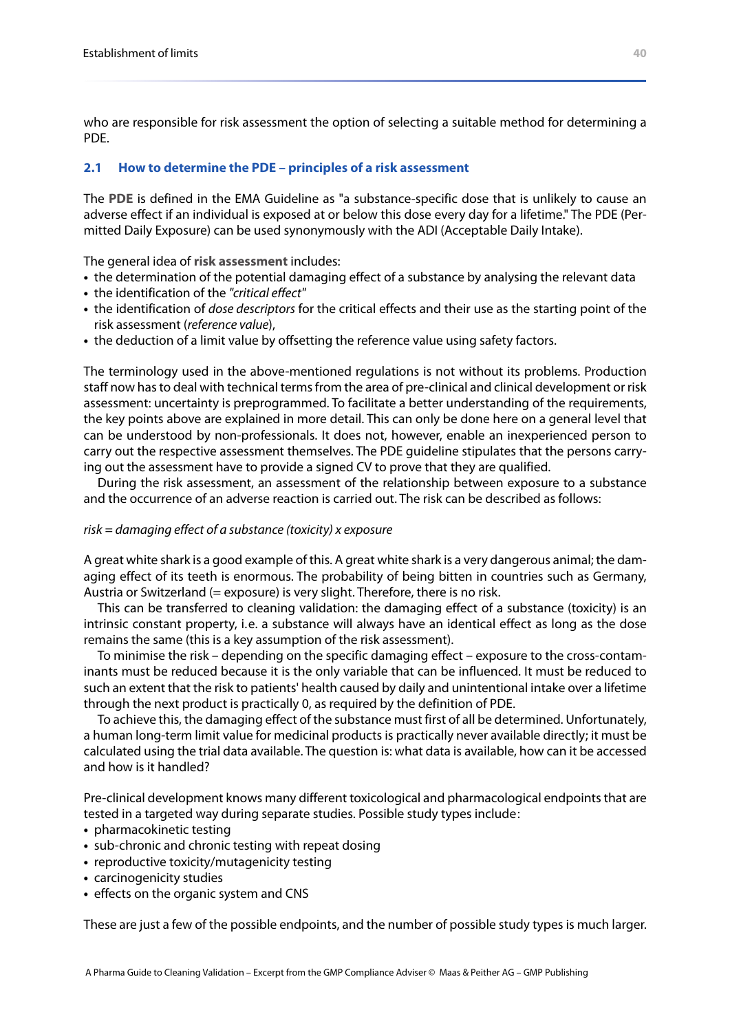who are responsible for risk assessment the option of selecting a suitable method for determining a PDE.

### 2.1 How to determine the PDE – principles of a risk assessment

The **PDE** is defined in the EMA Guideline as "a substance-specific dose that is unlikely to cause an adverse effect if an individual is exposed at or below this dose every day for a lifetime." The PDE (Permitted Daily Exposure) can be used synonymously with the ADI (Acceptable Daily Intake).

The general idea of **risk assessment** includes:

- the determination of the potential damaging effect of a substance by analysing the relevant data
- the identification of the *"critical effect"*
- the identification of *dose descriptors* for the critical effects and their use as the starting point of the risk assessment (*reference value*),
- the deduction of a limit value by offsetting the reference value using safety factors.

The terminology used in the above-mentioned regulations is not without its problems. Production staff now has to deal with technical terms from the area of pre-clinical and clinical development or risk assessment: uncertainty is preprogrammed. To facilitate a better understanding of the requirements, the key points above are explained in more detail. This can only be done here on a general level that can be understood by non-professionals. It does not, however, enable an inexperienced person to carry out the respective assessment themselves. The PDE guideline stipulates that the persons carrying out the assessment have to provide a signed CV to prove that they are qualified.

During the risk assessment, an assessment of the relationship between exposure to a substance and the occurrence of an adverse reaction is carried out. The risk can be described as follows:

*risk = damaging effect of a substance (toxicity) x exposure*

A great white shark is a good example of this. A great white shark is a very dangerous animal; the damaging effect of its teeth is enormous. The probability of being bitten in countries such as Germany, Austria or Switzerland (= exposure) is very slight. Therefore, there is no risk.

This can be transferred to cleaning validation: the damaging effect of a substance (toxicity) is an intrinsic constant property, i.e. a substance will always have an identical effect as long as the dose remains the same (this is a key assumption of the risk assessment).

To minimise the risk – depending on the specific damaging effect – exposure to the cross-contaminants must be reduced because it is the only variable that can be influenced. It must be reduced to such an extent that the risk to patients' health caused by daily and unintentional intake over a lifetime through the next product is practically 0, as required by the definition of PDE.

To achieve this, the damaging effect of the substance must first of all be determined. Unfortunately, a human long-term limit value for medicinal products is practically never available directly; it must be calculated using the trial data available. The question is: what data is available, how can it be accessed and how is it handled?

Pre-clinical development knows many different toxicological and pharmacological endpoints that are tested in a targeted way during separate studies. Possible study types include:

- pharmacokinetic testing
- sub-chronic and chronic testing with repeat dosing
- reproductive toxicity/mutagenicity testing
- carcinogenicity studies
- effects on the organic system and CNS

These are just a few of the possible endpoints, and the number of possible study types is much larger.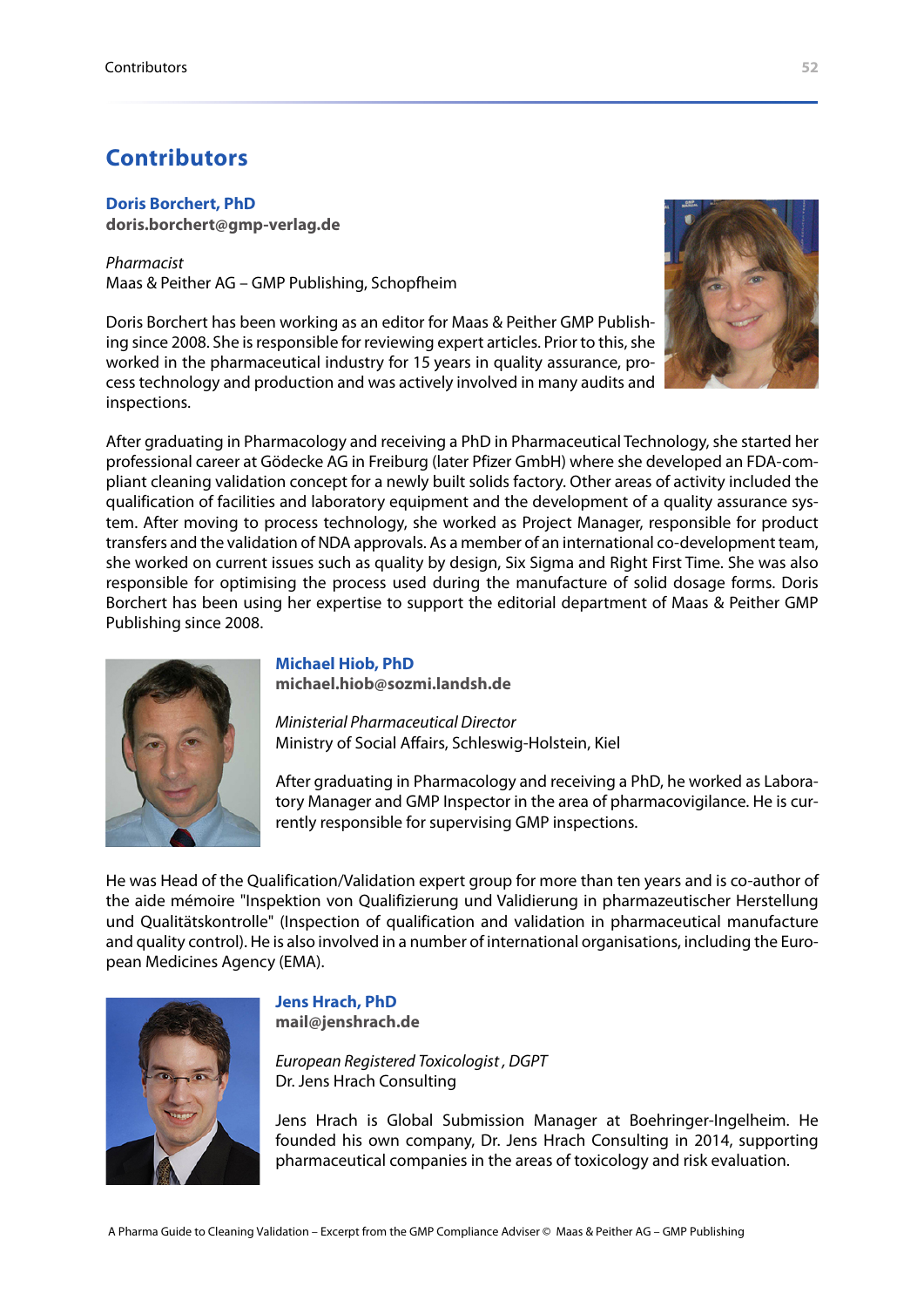# Contributors

### Doris Borchert, PhD

**doris.borchert@gmp-verlag.de**

*Pharmacist*
Maas & Peither AG – GMP Publishing, Schopfheim

Doris Borchert has been working as an editor for Maas & Peither GMP Publishing since 2008. She is responsible for reviewing expert articles. Prior to this, she worked in the pharmaceutical industry for 15 years in quality assurance, process technology and production and was actively involved in many audits and inspections.

After graduating in Pharmacology and receiving a PhD in Pharmaceutical Technology, she started her professional career at Gödecke AG in Freiburg (later Pfizer GmbH) where she developed an FDA-compliant cleaning validation concept for a newly built solids factory. Other areas of activity included the qualification of facilities and laboratory equipment and the development of a quality assurance system. After moving to process technology, she worked as Project Manager, responsible for product transfers and the validation of NDA approvals. As a member of an international co-development team, she worked on current issues such as quality by design, Six Sigma and Right First Time. She was also responsible for optimising the process used during the manufacture of solid dosage forms. Doris Borchert has been using her expertise to support the editorial department of Maas & Peither GMP Publishing since 2008.

### Michael Hiob, PhD

**michael.hiob@sozmi.landsh.de**

*Ministerial Pharmaceutical Director*
Ministry of Social Affairs, Schleswig-Holstein, Kiel

After graduating in Pharmacology and receiving a PhD, he worked as Laboratory Manager and GMP Inspector in the area of pharmacovigilance. He is currently responsible for supervising GMP inspections.

He was Head of the Qualification/Validation expert group for more than ten years and is co-author of the aide mémoire "Inspektion von Qualifizierung und Validierung in pharmazeutischer Herstellung und Qualitätskontrolle" (Inspection of qualification and validation in pharmaceutical manufacture and quality control). He is also involved in a number of international organisations, including the European Medicines Agency (EMA).

### Jens Hrach, PhD

**mail@jenshrach.de**

*European Registered Toxicologist , DGPT*
Dr. Jens Hrach Consulting

Jens Hrach is Global Submission Manager at Boehringer-Ingelheim. He founded his own company, Dr. Jens Hrach Consulting in 2014, supporting pharmaceutical companies in the areas of toxicology and risk evaluation.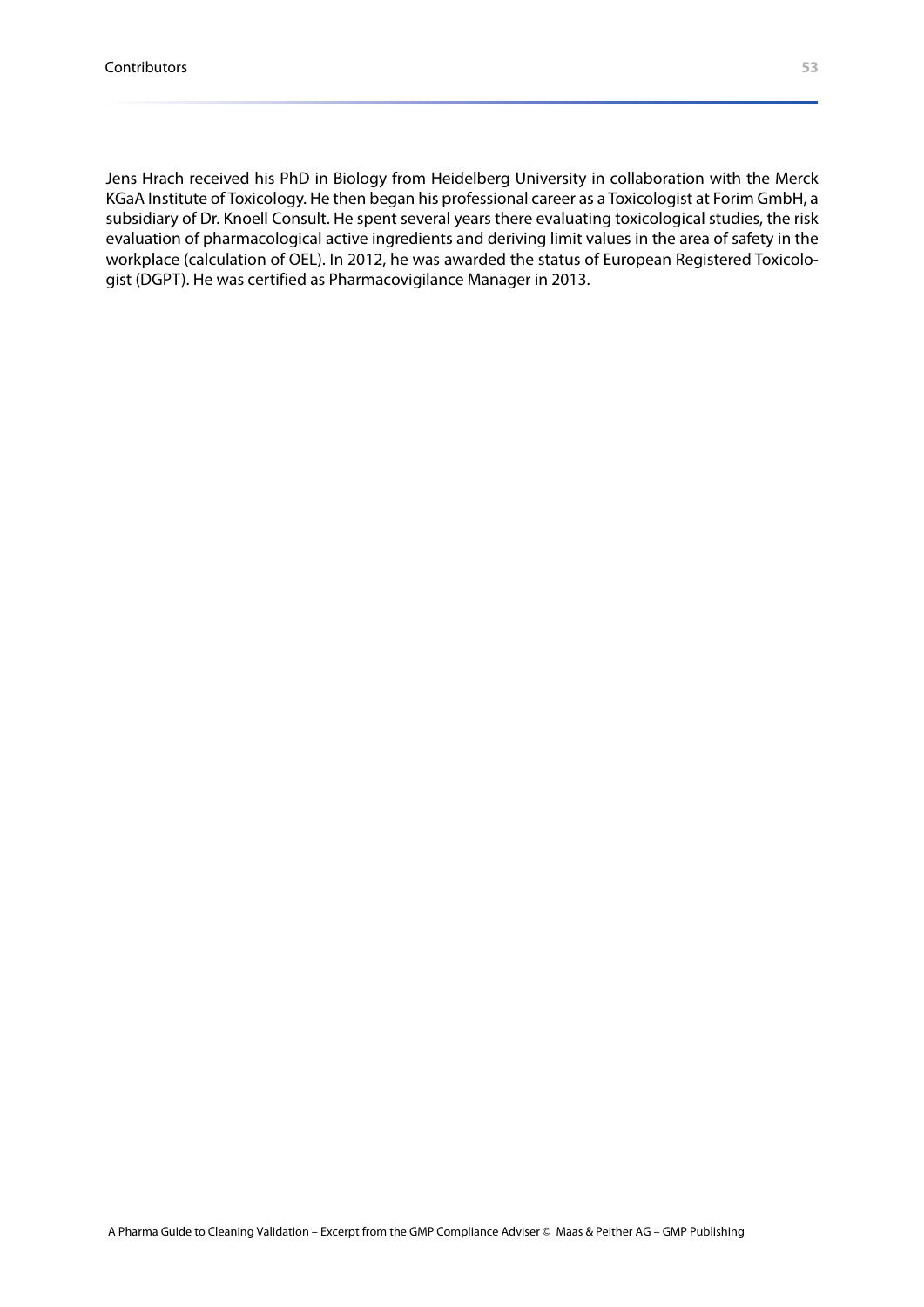Jens Hrach received his PhD in Biology from Heidelberg University in collaboration with the Merck KGaA Institute of Toxicology. He then began his professional career as a Toxicologist at Forim GmbH, a subsidiary of Dr. Knoell Consult. He spent several years there evaluating toxicological studies, the risk evaluation of pharmacological active ingredients and deriving limit values in the area of safety in the workplace (calculation of OEL). In 2012, he was awarded the status of European Registered Toxicologist (DGPT). He was certified as Pharmacovigilance Manager in 2013.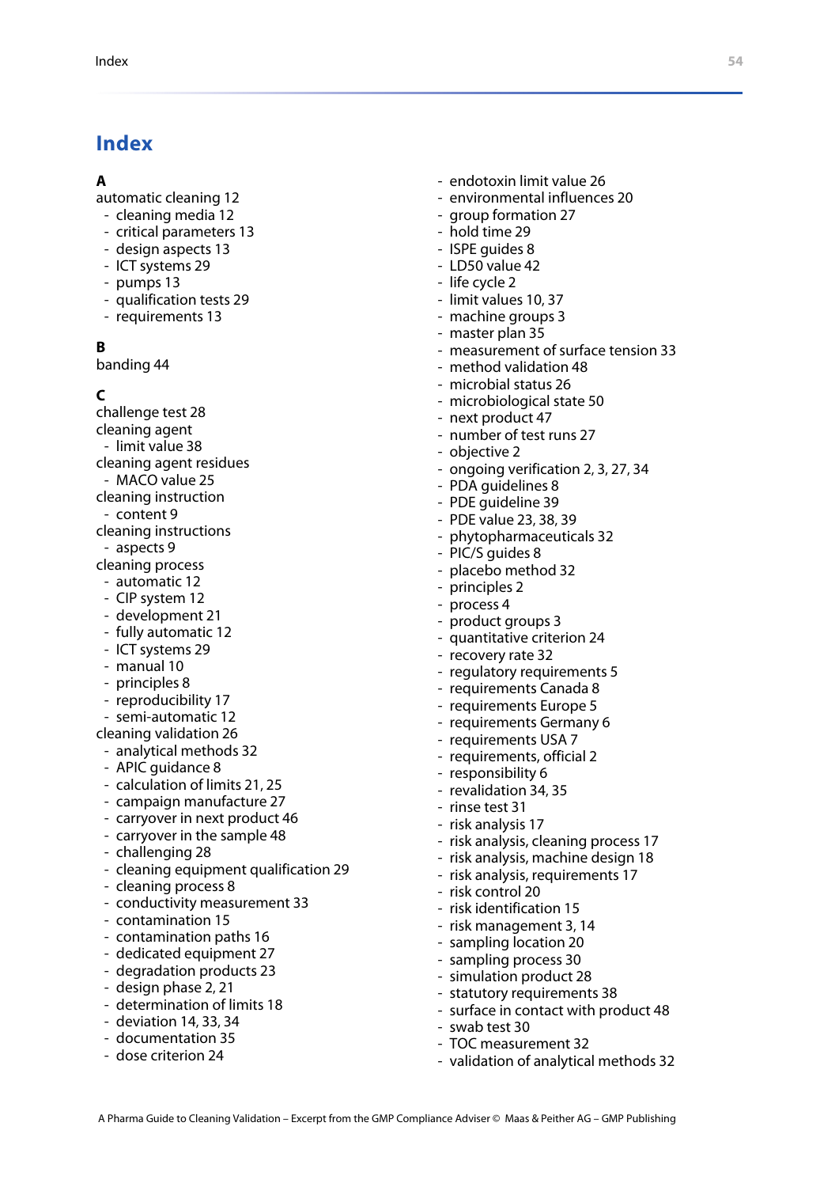# Index

**A**

automatic cleaning 12
- cleaning media 12
- critical parameters 13
- design aspects 13
- ICT systems 29
- pumps 13
- qualification tests 29
- requirements 13

**B**

banding 44

**C**

challenge test 28

cleaning agent
- limit value 38

cleaning agent residues
- MACO value 25

cleaning instruction
- content 9

cleaning instructions
- aspects 9

cleaning process
- automatic 12
- CIP system 12
- development 21
- fully automatic 12
- ICT systems 29
- manual 10
- principles 8
- reproducibility 17
- semi-automatic 12

cleaning validation 26
- analytical methods 32
- APIC guidance 8
- calculation of limits 21, 25
- campaign manufacture 27
- carryover in next product 46
- carryover in the sample 48
- challenging 28
- cleaning equipment qualification 29
- cleaning process 8
- conductivity measurement 33
- contamination 15
- contamination paths 16
- dedicated equipment 27
- degradation products 23
- design phase 2, 21
- determination of limits 18
- deviation 14, 33, 34
- documentation 35
- dose criterion 24
- endotoxin limit value 26
- environmental influences 20
- group formation 27
- hold time 29
- ISPE guides 8
- LD50 value 42
- life cycle 2
- limit values 10, 37
- machine groups 3
- master plan 35
- measurement of surface tension 33
- method validation 48
- microbial status 26
- microbiological state 50
- next product 47
- number of test runs 27
- objective 2
- ongoing verification 2, 3, 27, 34
- PDA guidelines 8
- PDE guideline 39
- PDE value 23, 38, 39
- phytopharmaceuticals 32
- PIC/S guides 8
- placebo method 32
- principles 2
- process 4
- product groups 3
- quantitative criterion 24
- recovery rate 32
- regulatory requirements 5
- requirements Canada 8
- requirements Europe 5
- requirements Germany 6
- requirements USA 7
- requirements, official 2
- responsibility 6
- revalidation 34, 35
- rinse test 31
- risk analysis 17
- risk analysis, cleaning process 17
- risk analysis, machine design 18
- risk analysis, requirements 17
- risk control 20
- risk identification 15
- risk management 3, 14
- sampling location 20
- sampling process 30
- simulation product 28
- statutory requirements 38
- surface in contact with product 48
- swab test 30
- TOC measurement 32
- validation of analytical methods 32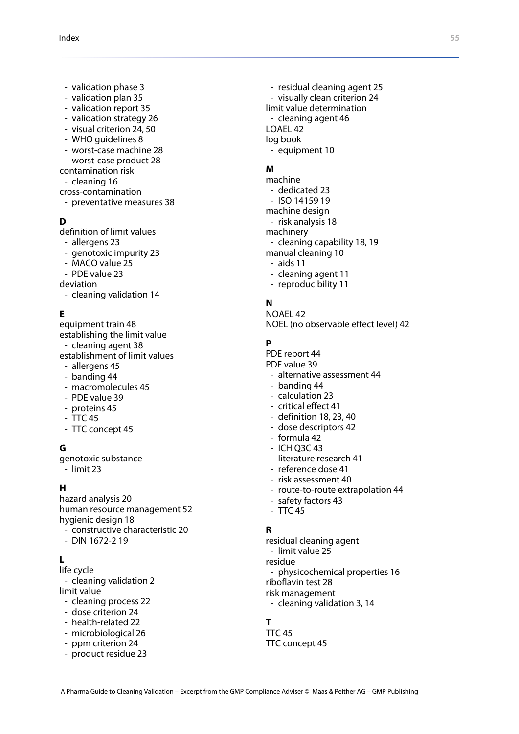- validation phase 3
- validation plan 35
- validation report 35
- validation strategy 26
- visual criterion 24, 50
- WHO guidelines 8
- worst-case machine 28
- worst-case product 28

contamination risk
- cleaning 16

cross-contamination
- preventative measures 38

**D**

definition of limit values
- allergens 23
- genotoxic impurity 23
- MACO value 25
- PDE value 23

deviation
- cleaning validation 14

**E**

equipment train 48

establishing the limit value
- cleaning agent 38

establishment of limit values
- allergens 45
- banding 44
- macromolecules 45
- PDE value 39
- proteins 45
- TTC 45
- TTC concept 45

**G**

genotoxic substance
- limit 23

**H**

hazard analysis 20

human resource management 52

hygienic design 18
- constructive characteristic 20
- DIN 1672-2 19

**L**

life cycle
- cleaning validation 2

limit value
- cleaning process 22
- dose criterion 24
- health-related 22
- microbiological 26
- ppm criterion 24
- product residue 23
- residual cleaning agent 25
- visually clean criterion 24

limit value determination
- cleaning agent 46

LOAEL 42

log book
- equipment 10

**M**

machine
- dedicated 23
- ISO 14159 19

machine design
- risk analysis 18

machinery
- cleaning capability 18, 19

manual cleaning 10
- aids 11
- cleaning agent 11
- reproducibility 11

**N**

NOAEL 42

NOEL (no observable effect level) 42

**P**

PDE report 44

PDE value 39
- alternative assessment 44
- banding 44
- calculation 23
- critical effect 41
- definition 18, 23, 40
- dose descriptors 42
- formula 42
- ICH Q3C 43
- literature research 41
- reference dose 41
- risk assessment 40
- route-to-route extrapolation 44
- safety factors 43
- TTC 45

**R**

residual cleaning agent
- limit value 25

residue
- physicochemical properties 16

riboflavin test 28

risk management
- cleaning validation 3, 14

**T**

TTC 45

TTC concept 45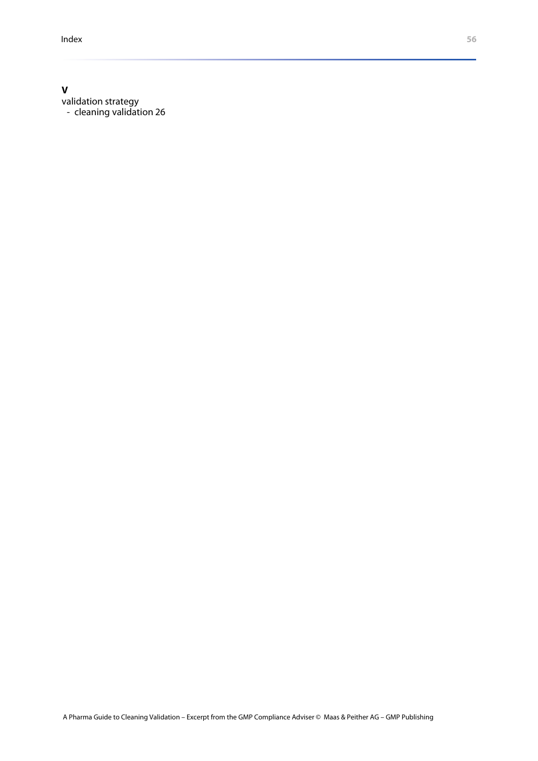**V**

validation strategy
 - cleaning validation 26